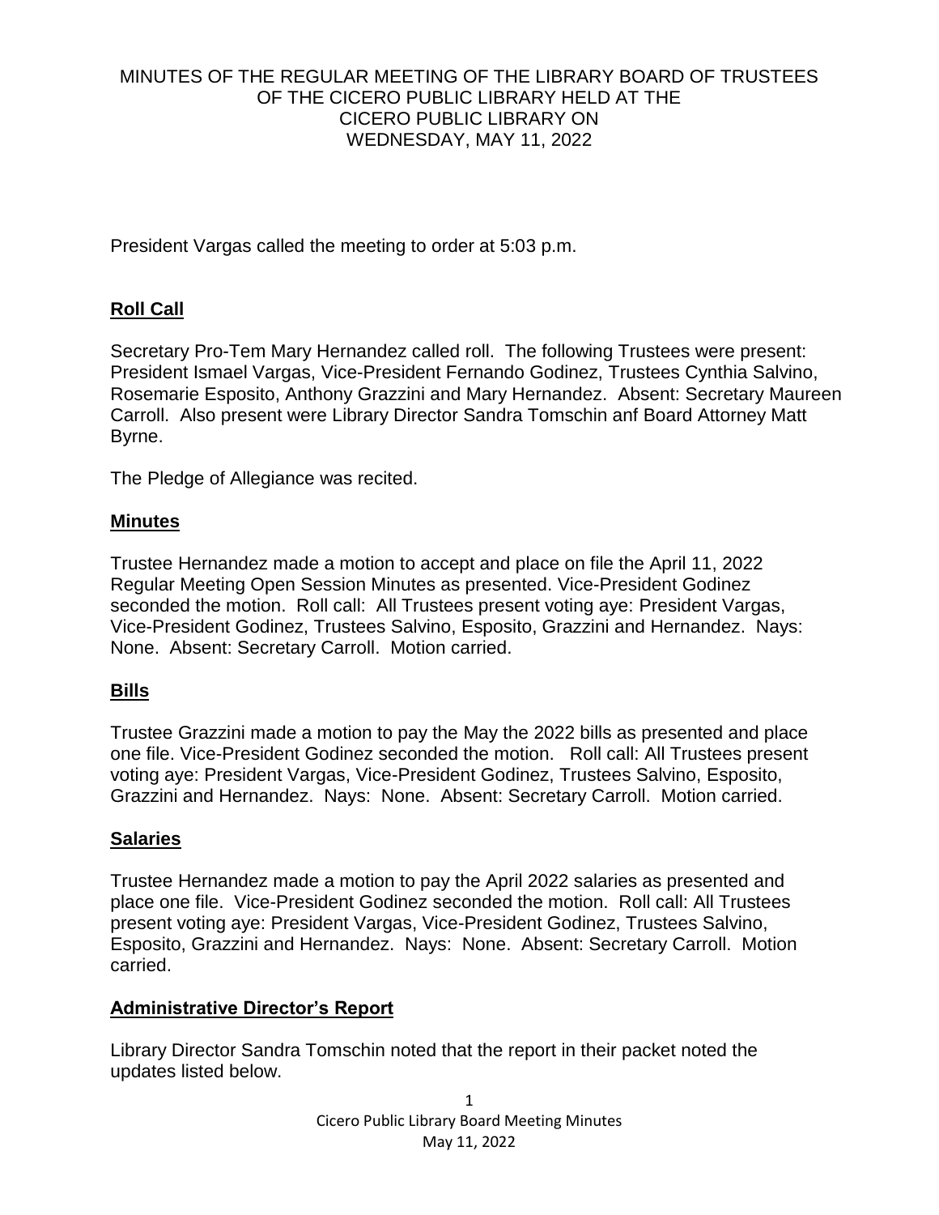MINUTES OF THE REGULAR MEETING OF THE LIBRARY BOARD OF TRUSTEES OF THE CICERO PUBLIC LIBRARY HELD AT THE CICERO PUBLIC LIBRARY ON WEDNESDAY, MAY 11, 2022

President Vargas called the meeting to order at 5:03 p.m.

## Roll Call

Secretary Pro-Tem Mary Hernandez called roll. The following Trustees were present: President Ismael Vargas, Vice-President Fernando Godinez, Trustees Cynthia Salvino, Rosemarie Esposito, Anthony Grazzini and Mary Hernandez. Absent: Secretary Maureen Carroll. Also present were Library Director Sandra Tomschin anf Board Attorney Matt Byrne.

The Pledge of Allegiance was recited.

## Minutes

Trustee Hernandez made a motion to accept and place on file the April 11, 2022 Regular Meeting Open Session Minutes as presented. Vice-President Godinez seconded the motion. Roll call: All Trustees present voting aye: President Vargas, Vice-President Godinez, Trustees Salvino, Esposito, Grazzini and Hernandez. Nays: None. Absent: Secretary Carroll. Motion carried.

## Bills

Trustee Grazzini made a motion to pay the May the 2022 bills as presented and place one file. Vice-President Godinez seconded the motion. Roll call: All Trustees present voting aye: President Vargas, Vice-President Godinez, Trustees Salvino, Esposito, Grazzini and Hernandez. Nays: None. Absent: Secretary Carroll. Motion carried.

## Salaries

Trustee Hernandez made a motion to pay the April 2022 salaries as presented and place one file. Vice-President Godinez seconded the motion. Roll call: All Trustees present voting aye: President Vargas, Vice-President Godinez, Trustees Salvino, Esposito, Grazzini and Hernandez. Nays: None. Absent: Secretary Carroll. Motion carried.

## Administrative Director's Report

Library Director Sandra Tomschin noted that the report in their packet noted the updates listed below.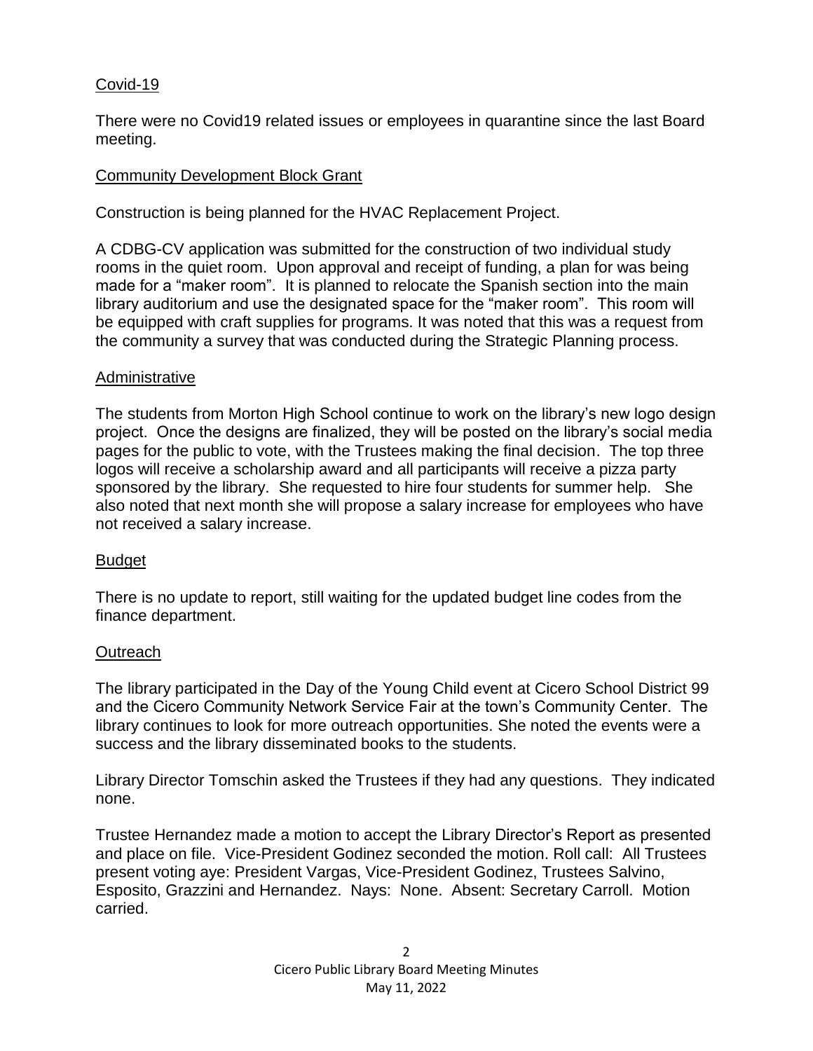## Covid-19

There were no Covid19 related issues or employees in quarantine since the last Board meeting.

## Community Development Block Grant

Construction is being planned for the HVAC Replacement Project.

A CDBG-CV application was submitted for the construction of two individual study rooms in the quiet room. Upon approval and receipt of funding, a plan for was being made for a "maker room". It is planned to relocate the Spanish section into the main library auditorium and use the designated space for the "maker room". This room will be equipped with craft supplies for programs. It was noted that this was a request from the community a survey that was conducted during the Strategic Planning process.

## Administrative

The students from Morton High School continue to work on the library's new logo design project. Once the designs are finalized, they will be posted on the library's social media pages for the public to vote, with the Trustees making the final decision. The top three logos will receive a scholarship award and all participants will receive a pizza party sponsored by the library. She requested to hire four students for summer help. She also noted that next month she will propose a salary increase for employees who have not received a salary increase.

## Budget

There is no update to report, still waiting for the updated budget line codes from the finance department.

## Outreach

The library participated in the Day of the Young Child event at Cicero School District 99 and the Cicero Community Network Service Fair at the town's Community Center. The library continues to look for more outreach opportunities. She noted the events were a success and the library disseminated books to the students.

Library Director Tomschin asked the Trustees if they had any questions. They indicated none.

Trustee Hernandez made a motion to accept the Library Director's Report as presented and place on file. Vice-President Godinez seconded the motion. Roll call: All Trustees present voting aye: President Vargas, Vice-President Godinez, Trustees Salvino, Esposito, Grazzini and Hernandez. Nays: None. Absent: Secretary Carroll. Motion carried.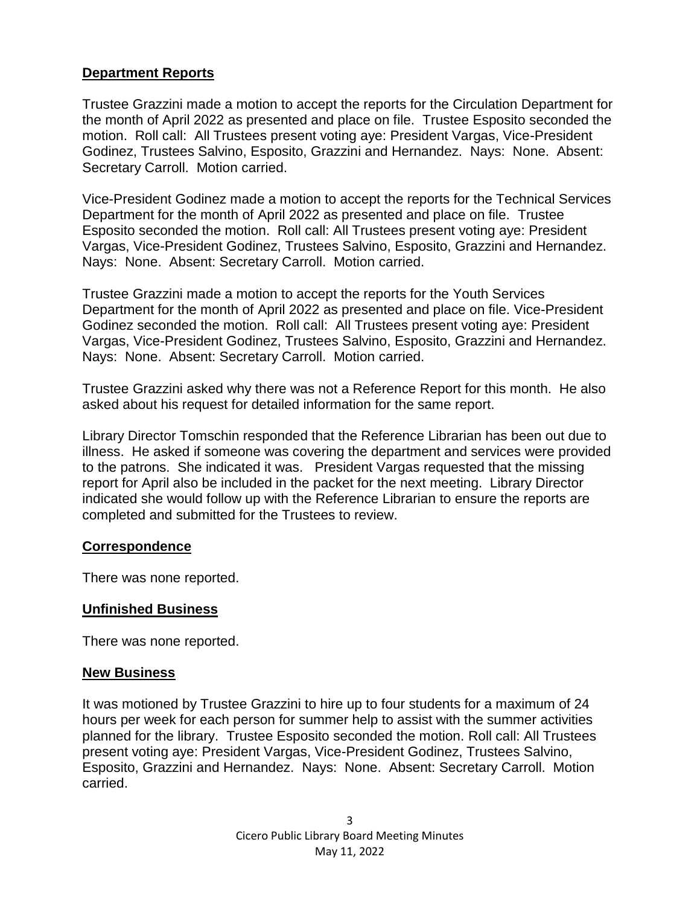## Department Reports

Trustee Grazzini made a motion to accept the reports for the Circulation Department for the month of April 2022 as presented and place on file. Trustee Esposito seconded the motion. Roll call: All Trustees present voting aye: President Vargas, Vice-President Godinez, Trustees Salvino, Esposito, Grazzini and Hernandez. Nays: None. Absent: Secretary Carroll. Motion carried.

Vice-President Godinez made a motion to accept the reports for the Technical Services Department for the month of April 2022 as presented and place on file. Trustee Esposito seconded the motion. Roll call: All Trustees present voting aye: President Vargas, Vice-President Godinez, Trustees Salvino, Esposito, Grazzini and Hernandez. Nays: None. Absent: Secretary Carroll. Motion carried.

Trustee Grazzini made a motion to accept the reports for the Youth Services Department for the month of April 2022 as presented and place on file. Vice-President Godinez seconded the motion. Roll call: All Trustees present voting aye: President Vargas, Vice-President Godinez, Trustees Salvino, Esposito, Grazzini and Hernandez. Nays: None. Absent: Secretary Carroll. Motion carried.

Trustee Grazzini asked why there was not a Reference Report for this month. He also asked about his request for detailed information for the same report.

Library Director Tomschin responded that the Reference Librarian has been out due to illness. He asked if someone was covering the department and services were provided to the patrons. She indicated it was. President Vargas requested that the missing report for April also be included in the packet for the next meeting. Library Director indicated she would follow up with the Reference Librarian to ensure the reports are completed and submitted for the Trustees to review.

## Correspondence

There was none reported.

## Unfinished Business

There was none reported.

## New Business

It was motioned by Trustee Grazzini to hire up to four students for a maximum of 24 hours per week for each person for summer help to assist with the summer activities planned for the library. Trustee Esposito seconded the motion. Roll call: All Trustees present voting aye: President Vargas, Vice-President Godinez, Trustees Salvino, Esposito, Grazzini and Hernandez. Nays: None. Absent: Secretary Carroll. Motion carried.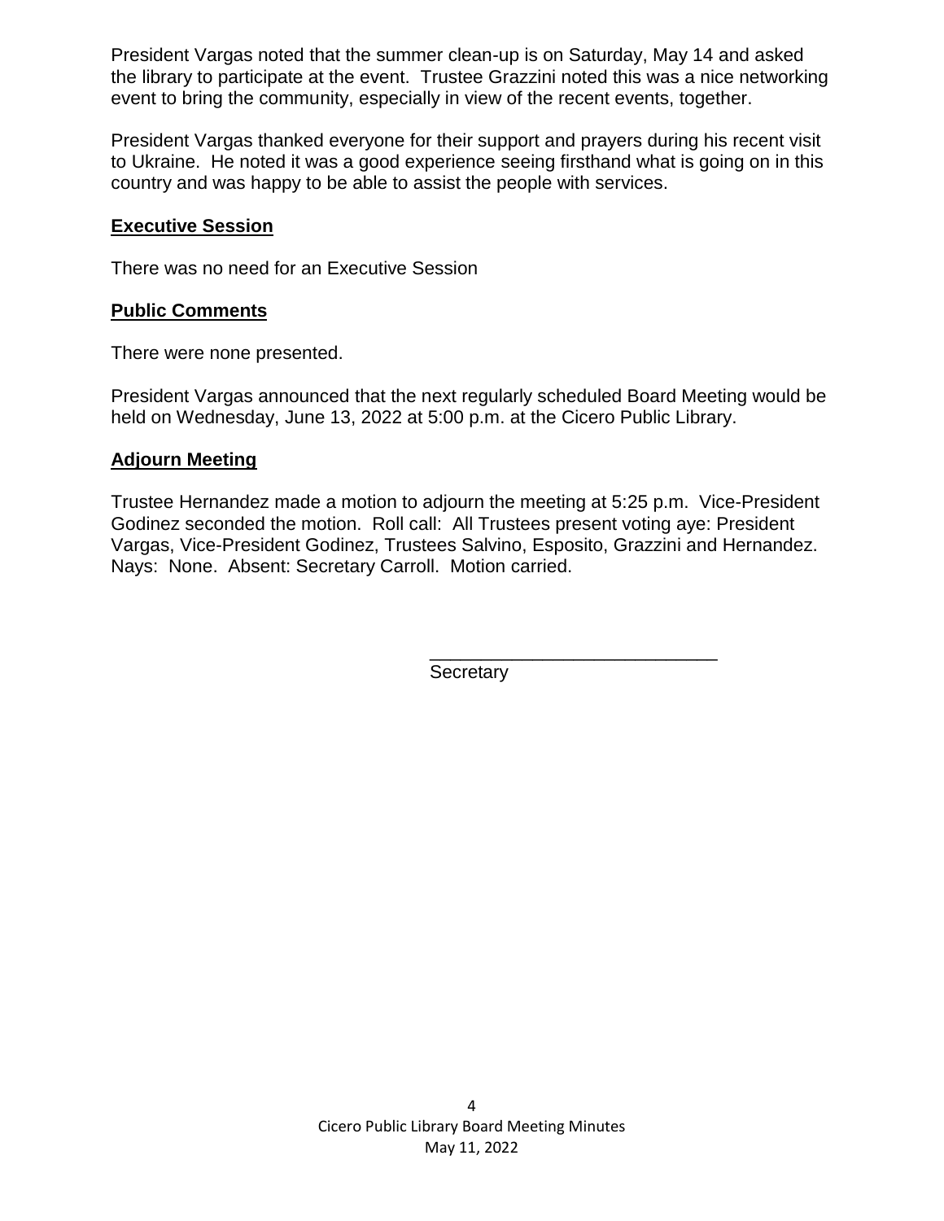President Vargas noted that the summer clean-up is on Saturday, May 14 and asked the library to participate at the event. Trustee Grazzini noted this was a nice networking event to bring the community, especially in view of the recent events, together.

President Vargas thanked everyone for their support and prayers during his recent visit to Ukraine. He noted it was a good experience seeing firsthand what is going on in this country and was happy to be able to assist the people with services.

**Executive Session**

There was no need for an Executive Session

**Public Comments**

There were none presented.

President Vargas announced that the next regularly scheduled Board Meeting would be held on Wednesday, June 13, 2022 at 5:00 p.m. at the Cicero Public Library.

**Adjourn Meeting**

Trustee Hernandez made a motion to adjourn the meeting at 5:25 p.m. Vice-President Godinez seconded the motion. Roll call: All Trustees present voting aye: President Vargas, Vice-President Godinez, Trustees Salvino, Esposito, Grazzini and Hernandez. Nays: None. Absent: Secretary Carroll. Motion carried.

\_\_\_\_\_\_\_\_\_\_\_\_\_\_\_\_\_\_\_\_\_\_\_\_\_\_\_\_

Secretary